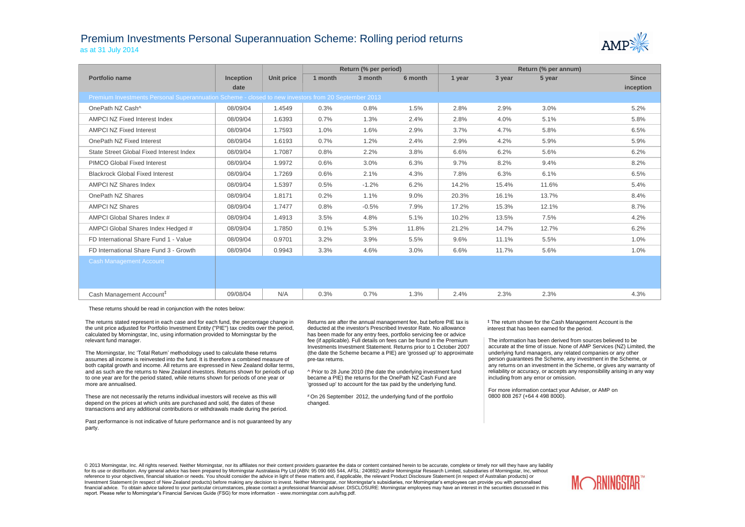# Premium Investments Personal Superannuation Scheme: Rolling period returns

as at 31 July 2014

| Portfolio name | Inception date | Unit price | Return (% per period) 1 month | 3 month | 6 month | Return (% per annum) 1 year | 3 year | 5 year | Since inception |
|---|---|---|---|---|---|---|---|---|---|
| **Premium Investments Personal Superannuation Scheme - closed to new investors from 20 September 2013** | | | | | | | | | |
| OnePath NZ Cash^ | 08/09/04 | 1.4549 | 0.3% | 0.8% | 1.5% | 2.8% | 2.9% | 3.0% | 5.2% |
| AMPCI NZ Fixed Interest Index | 08/09/04 | 1.6393 | 0.7% | 1.3% | 2.4% | 2.8% | 4.0% | 5.1% | 5.8% |
| AMPCI NZ Fixed Interest | 08/09/04 | 1.7593 | 1.0% | 1.6% | 2.9% | 3.7% | 4.7% | 5.8% | 6.5% |
| OnePath NZ Fixed Interest | 08/09/04 | 1.6193 | 0.7% | 1.2% | 2.4% | 2.9% | 4.2% | 5.9% | 5.9% |
| State Street Global Fixed Interest Index | 08/09/04 | 1.7087 | 0.8% | 2.2% | 3.8% | 6.6% | 6.2% | 5.6% | 6.2% |
| PIMCO Global Fixed Interest | 08/09/04 | 1.9972 | 0.6% | 3.0% | 6.3% | 9.7% | 8.2% | 9.4% | 8.2% |
| Blackrock Global Fixed Interest | 08/09/04 | 1.7269 | 0.6% | 2.1% | 4.3% | 7.8% | 6.3% | 6.1% | 6.5% |
| AMPCI NZ Shares Index | 08/09/04 | 1.5397 | 0.5% | -1.2% | 6.2% | 14.2% | 15.4% | 11.6% | 5.4% |
| OnePath NZ Shares | 08/09/04 | 1.8171 | 0.2% | 1.1% | 9.0% | 20.3% | 16.1% | 13.7% | 8.4% |
| AMPCI NZ Shares | 08/09/04 | 1.7477 | 0.8% | -0.5% | 7.9% | 17.2% | 15.3% | 12.1% | 8.7% |
| AMPCI Global Shares Index # | 08/09/04 | 1.4913 | 3.5% | 4.8% | 5.1% | 10.2% | 13.5% | 7.5% | 4.2% |
| AMPCI Global Shares Index Hedged # | 08/09/04 | 1.7850 | 0.1% | 5.3% | 11.8% | 21.2% | 14.7% | 12.7% | 6.2% |
| FD International Share Fund 1 - Value | 08/09/04 | 0.9701 | 3.2% | 3.9% | 5.5% | 9.6% | 11.1% | 5.5% | 1.0% |
| FD International Share Fund 3 - Growth | 08/09/04 | 0.9943 | 3.3% | 4.6% | 3.0% | 6.6% | 11.7% | 5.6% | 1.0% |
| **Cash Management Account** | | | | | | | | | |
| Cash Management Account‡ | 09/08/04 | N/A | 0.3% | 0.7% | 1.3% | 2.4% | 2.3% | 2.3% | 4.3% |

These returns should be read in conjunction with the notes below:

The returns stated represent in each case and for each fund, the percentage change in the unit price adjusted for Portfolio Investment Entity ("PIE") tax credits over the period, calculated by Morningstar, Inc, using information provided to Morningstar by the relevant fund manager.

The Morningstar, Inc 'Total Return' methodology used to calculate these returns assumes all income is reinvested into the fund. It is therefore a combined measure of both capital growth and income. All returns are expressed in New Zealand dollar terms, and as such are the returns to New Zealand investors. Returns shown for periods of up to one year are for the period stated, while returns shown for periods of one year or more are annualised.

These are not necessarily the returns individual investors will receive as this will depend on the prices at which units are purchased and sold, the dates of these transactions and any additional contributions or withdrawals made during the period.

Past performance is not indicative of future performance and is not guaranteed by any party.

Returns are after the annual management fee, but before PIE tax is deducted at the investor's Prescribed Investor Rate. No allowance has been made for any entry fees, portfolio servicing fee or advice fee (if applicable). Full details on fees can be found in the Premium Investments Investment Statement. Returns prior to 1 October 2007 (the date the Scheme became a PIE) are 'grossed up' to approximate pre-tax returns.

^ Prior to 28 June 2010 (the date the underlying investment fund became a PIE) the returns for the OnePath NZ Cash Fund are 'grossed up' to account for the tax paid by the underlying fund.

# On 26 September 2012, the underlying fund of the portfolio changed.

‡ The return shown for the Cash Management Account is the interest that has been earned for the period.

The information has been derived from sources believed to be accurate at the time of issue. None of AMP Services (NZ) Limited, the underlying fund managers, any related companies or any other person guarantees the Scheme, any investment in the Scheme, or any returns on an investment in the Scheme, or gives any warranty of reliability or accuracy, or accepts any responsibility arising in any way including from any error or omission.

For more information contact your Adviser, or AMP on 0800 808 267 (+64 4 498 8000).

© 2013 Morningstar, Inc. All rights reserved. Neither Morningstar, nor its affiliates nor their content providers guarantee the data or content contained herein to be accurate, complete or timely nor will they have any liability for its use or distribution. Any general advice has been prepared by Morningstar Australasia Pty Ltd (ABN: 95 090 665 544, AFSL: 240892) and/or Morningstar Research Limited, subsidiaries of Morningstar, Inc, without reference to your objectives, financial situation or needs. You should consider the advice in light of these matters and, if applicable, the relevant Product Disclosure Statement (in respect of Australian products) or Investment Statement (in respect of New Zealand products) before making any decision to invest. Neither Morningstar, nor Morningstar's subsidiaries, nor Morningstar's employees can provide you with personalised financial advice. To obtain advice tailored to your particular circumstances, please contact a professional financial adviser. DISCLOSURE: Morningstar employees may have an interest in the securities discussed in this report. Please refer to Morningstar's Financial Services Guide (FSG) for more information - www.morningstar.com.au/s/fsg.pdf.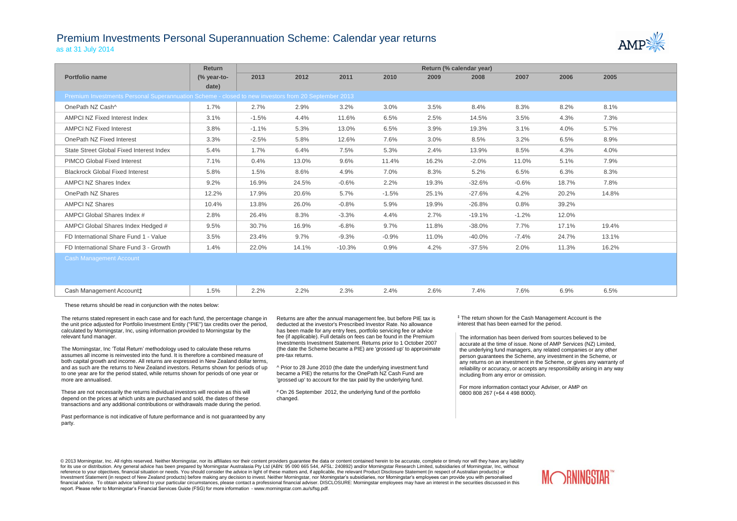# Premium Investments Personal Superannuation Scheme: Calendar year returns

as at 31 July 2014

| Portfolio name | Return (% year-to-date) | Return (% calendar year) | | | | | | | | |
|---|---|---|---|---|---|---|---|---|---|---|
| | | 2013 | 2012 | 2011 | 2010 | 2009 | 2008 | 2007 | 2006 | 2005 |
| Premium Investments Personal Superannuation Scheme - closed to new investors from 20 September 2013 | | | | | | | | | | |
| OnePath NZ Cash^ | 1.7% | 2.7% | 2.9% | 3.2% | 3.0% | 3.5% | 8.4% | 8.3% | 8.2% | 8.1% |
| AMPCI NZ Fixed Interest Index | 3.1% | -1.5% | 4.4% | 11.6% | 6.5% | 2.5% | 14.5% | 3.5% | 4.3% | 7.3% |
| AMPCI NZ Fixed Interest | 3.8% | -1.1% | 5.3% | 13.0% | 6.5% | 3.9% | 19.3% | 3.1% | 4.0% | 5.7% |
| OnePath NZ Fixed Interest | 3.3% | -2.5% | 5.8% | 12.6% | 7.6% | 3.0% | 8.5% | 3.2% | 6.5% | 8.9% |
| State Street Global Fixed Interest Index | 5.4% | 1.7% | 6.4% | 7.5% | 5.3% | 2.4% | 13.9% | 8.5% | 4.3% | 4.0% |
| PIMCO Global Fixed Interest | 7.1% | 0.4% | 13.0% | 9.6% | 11.4% | 16.2% | -2.0% | 11.0% | 5.1% | 7.9% |
| Blackrock Global Fixed Interest | 5.8% | 1.5% | 8.6% | 4.9% | 7.0% | 8.3% | 5.2% | 6.5% | 6.3% | 8.3% |
| AMPCI NZ Shares Index | 9.2% | 16.9% | 24.5% | -0.6% | 2.2% | 19.3% | -32.6% | -0.6% | 18.7% | 7.8% |
| OnePath NZ Shares | 12.2% | 17.9% | 20.6% | 5.7% | -1.5% | 25.1% | -27.6% | 4.2% | 20.2% | 14.8% |
| AMPCI NZ Shares | 10.4% | 13.8% | 26.0% | -0.8% | 5.9% | 19.9% | -26.8% | 0.8% | 39.2% | |
| AMPCI Global Shares Index # | 2.8% | 26.4% | 8.3% | -3.3% | 4.4% | 2.7% | -19.1% | -1.2% | 12.0% | |
| AMPCI Global Shares Index Hedged # | 9.5% | 30.7% | 16.9% | -6.8% | 9.7% | 11.8% | -38.0% | 7.7% | 17.1% | 19.4% |
| FD International Share Fund 1 - Value | 3.5% | 23.4% | 9.7% | -9.3% | -0.9% | 11.0% | -40.0% | -7.4% | 24.7% | 13.1% |
| FD International Share Fund 3 - Growth | 1.4% | 22.0% | 14.1% | -10.3% | 0.9% | 4.2% | -37.5% | 2.0% | 11.3% | 16.2% |
| Cash Management Account | | | | | | | | | | |
| Cash Management Account‡ | 1.5% | 2.2% | 2.2% | 2.3% | 2.4% | 2.6% | 7.4% | 7.6% | 6.9% | 6.5% |

These returns should be read in conjunction with the notes below:

The returns stated represent in each case and for each fund, the percentage change in the unit price adjusted for Portfolio Investment Entity ("PIE") tax credits over the period, calculated by Morningstar, Inc, using information provided to Morningstar by the relevant fund manager.

The Morningstar, Inc 'Total Return' methodology used to calculate these returns assumes all income is reinvested into the fund. It is therefore a combined measure of both capital growth and income. All returns are expressed in New Zealand dollar terms, and as such are the returns to New Zealand investors. Returns shown for periods of up to one year are for the period stated, while returns shown for periods of one year or more are annualised.

These are not necessarily the returns individual investors will receive as this will depend on the prices at which units are purchased and sold, the dates of these transactions and any additional contributions or withdrawals made during the period.

Past performance is not indicative of future performance and is not guaranteed by any party.

Returns are after the annual management fee, but before PIE tax is deducted at the investor's Prescribed Investor Rate. No allowance has been made for any entry fees, portfolio servicing fee or advice fee (if applicable). Full details on fees can be found in the Premium Investments Investment Statement. Returns prior to 1 October 2007 (the date the Scheme became a PIE) are 'grossed up' to approximate pre-tax returns.

^ Prior to 28 June 2010 (the date the underlying investment fund became a PIE) the returns for the OnePath NZ Cash Fund are 'grossed up' to account for the tax paid by the underlying fund.

# On 26 September 2012, the underlying fund of the portfolio changed.

‡ The return shown for the Cash Management Account is the interest that has been earned for the period.

The information has been derived from sources believed to be accurate at the time of issue. None of AMP Services (NZ) Limited, the underlying fund managers, any related companies or any other person guarantees the Scheme, any investment in the Scheme, or any returns on an investment in the Scheme, or gives any warranty of reliability or accuracy, or accepts any responsibility arising in any way including from any error or omission.

For more information contact your Adviser, or AMP on 0800 808 267 (+64 4 498 8000).

© 2013 Morningstar, Inc. All rights reserved. Neither Morningstar, nor its affiliates nor their content providers guarantee the data or content contained herein to be accurate, complete or timely nor will they have any liability for its use or distribution. Any general advice has been prepared by Morningstar Australasia Pty Ltd (ABN: 95 090 665 544, AFSL: 240892) and/or Morningstar Research Limited, subsidiaries of Morningstar, Inc, without reference to your objectives, financial situation or needs. You should consider the advice in light of these matters and, if applicable, the relevant Product Disclosure Statement (in respect of Australian products) or Investment Statement (in respect of New Zealand products) before making any decision to invest. Neither Morningstar, nor Morningstar's subsidiaries, nor Morningstar's employees can provide you with personalised financial advice. To obtain advice tailored to your particular circumstances, please contact a professional financial adviser. DISCLOSURE: Morningstar employees may have an interest in the securities discussed in this report. Please refer to Morningstar's Financial Services Guide (FSG) for more information - www.morningstar.com.au/s/fsg.pdf.